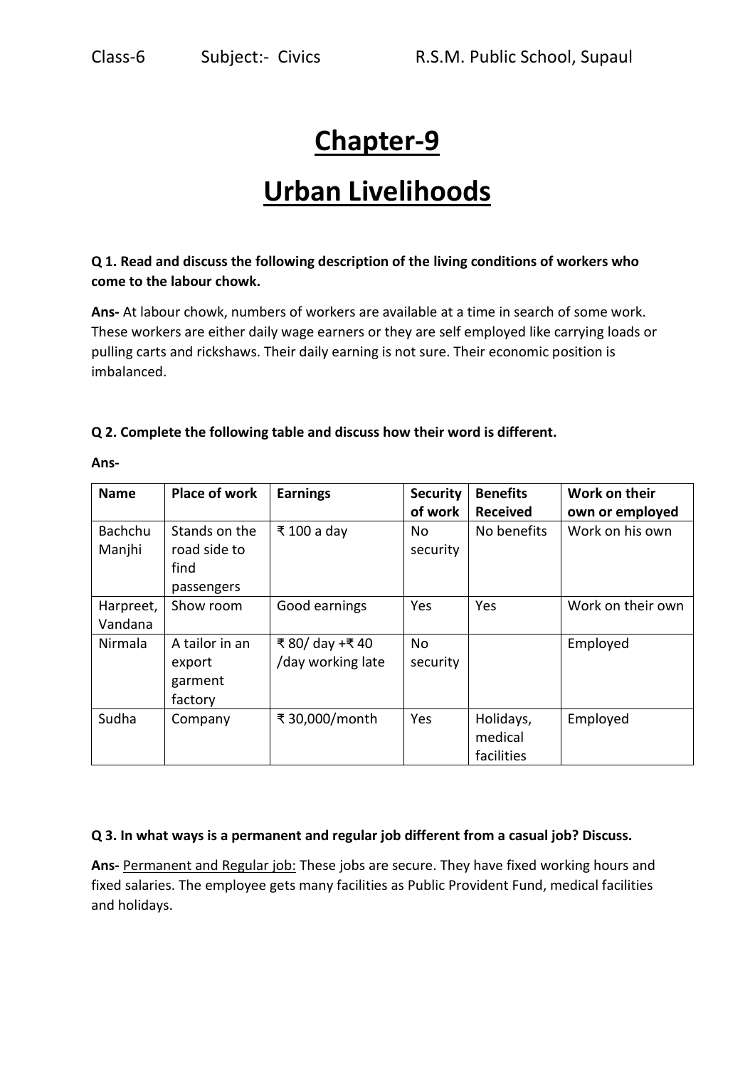Class-6 Subject:- Civics R.S.M. Public School, Supaul

# Chapter-9

# Urban Livelihoods

**Q 1. Read and discuss the following description of the living conditions of workers who come to the labour chowk.**

**Ans-** At labour chowk, numbers of workers are available at a time in search of some work. These workers are either daily wage earners or they are self employed like carrying loads or pulling carts and rickshaws. Their daily earning is not sure. Their economic position is imbalanced.

**Q 2. Complete the following table and discuss how their word is different.**

**Ans-**

| Name | Place of work | Earnings | Security of work | Benefits Received | Work on their own or employed |
|---|---|---|---|---|---|
| Bachchu Manjhi | Stands on the road side to find passengers | ₹ 100 a day | No security | No benefits | Work on his own |
| Harpreet, Vandana | Show room | Good earnings | Yes | Yes | Work on their own |
| Nirmala | A tailor in an export garment factory | ₹ 80/ day +₹ 40 /day working late | No security | | Employed |
| Sudha | Company | ₹ 30,000/month | Yes | Holidays, medical facilities | Employed |

**Q 3. In what ways is a permanent and regular job different from a casual job? Discuss.**

**Ans-** Permanent and Regular job: These jobs are secure. They have fixed working hours and fixed salaries. The employee gets many facilities as Public Provident Fund, medical facilities and holidays.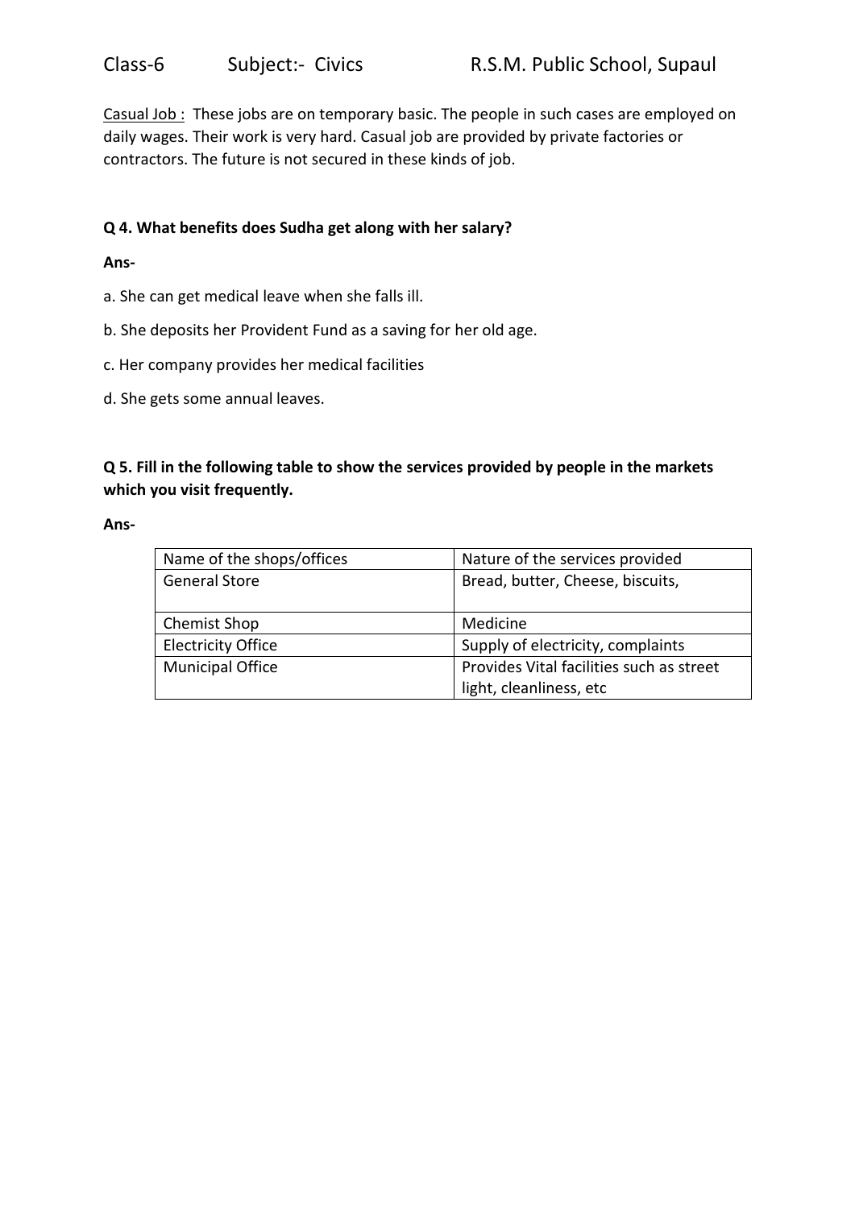Casual Job : These jobs are on temporary basic. The people in such cases are employed on daily wages. Their work is very hard. Casual job are provided by private factories or contractors. The future is not secured in these kinds of job.

**Q 4. What benefits does Sudha get along with her salary?**

**Ans-**

a. She can get medical leave when she falls ill.

b. She deposits her Provident Fund as a saving for her old age.

c. Her company provides her medical facilities

d. She gets some annual leaves.

**Q 5. Fill in the following table to show the services provided by people in the markets which you visit frequently.**

**Ans-**

| Name of the shops/offices | Nature of the services provided |
|---|---|
| General Store | Bread, butter, Cheese, biscuits, |
| Chemist Shop | Medicine |
| Electricity Office | Supply of electricity, complaints |
| Municipal Office | Provides Vital facilities such as street light, cleanliness, etc |